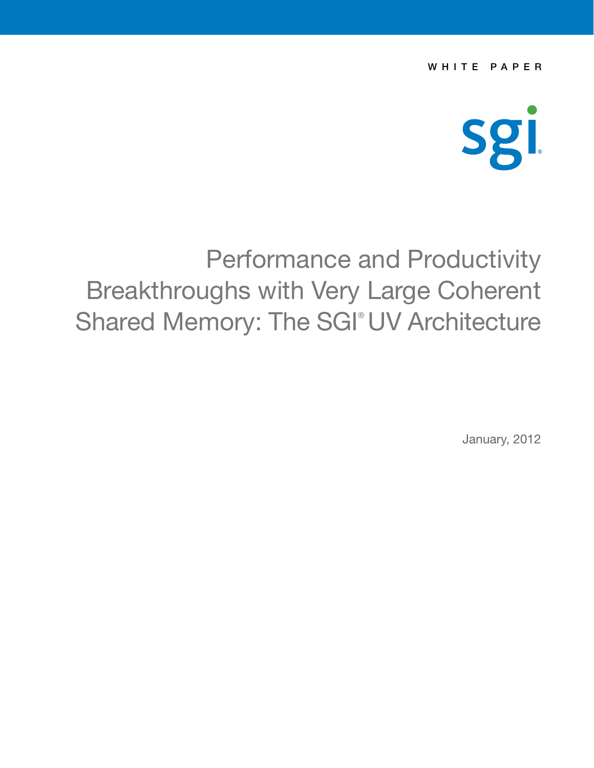WHITE PAPER

sgi®

# Performance and Productivity Breakthroughs with Very Large Coherent Shared Memory: The SGI® UV Architecture

January, 2012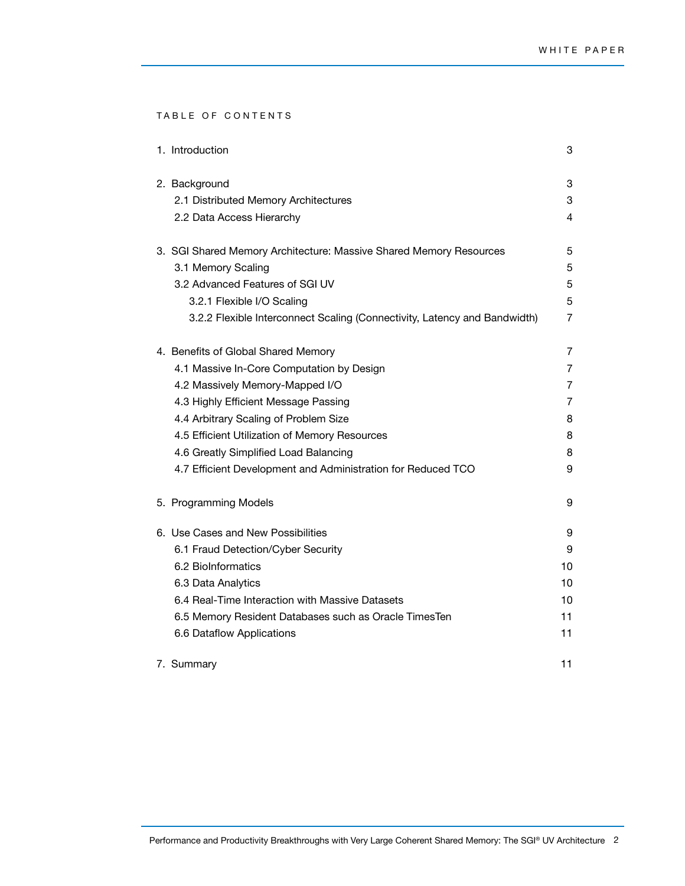TABLE OF CONTENTS

| | |
|---|---|
| 1. Introduction | 3 |
| 2. Background | 3 |
| 2.1 Distributed Memory Architectures | 3 |
| 2.2 Data Access Hierarchy | 4 |
| 3. SGI Shared Memory Architecture: Massive Shared Memory Resources | 5 |
| 3.1 Memory Scaling | 5 |
| 3.2 Advanced Features of SGI UV | 5 |
| 3.2.1 Flexible I/O Scaling | 5 |
| 3.2.2 Flexible Interconnect Scaling (Connectivity, Latency and Bandwidth) | 7 |
| 4. Benefits of Global Shared Memory | 7 |
| 4.1 Massive In-Core Computation by Design | 7 |
| 4.2 Massively Memory-Mapped I/O | 7 |
| 4.3 Highly Efficient Message Passing | 7 |
| 4.4 Arbitrary Scaling of Problem Size | 8 |
| 4.5 Efficient Utilization of Memory Resources | 8 |
| 4.6 Greatly Simplified Load Balancing | 8 |
| 4.7 Efficient Development and Administration for Reduced TCO | 9 |
| 5. Programming Models | 9 |
| 6. Use Cases and New Possibilities | 9 |
| 6.1 Fraud Detection/Cyber Security | 9 |
| 6.2 BioInformatics | 10 |
| 6.3 Data Analytics | 10 |
| 6.4 Real-Time Interaction with Massive Datasets | 10 |
| 6.5 Memory Resident Databases such as Oracle TimesTen | 11 |
| 6.6 Dataflow Applications | 11 |
| 7. Summary | 11 |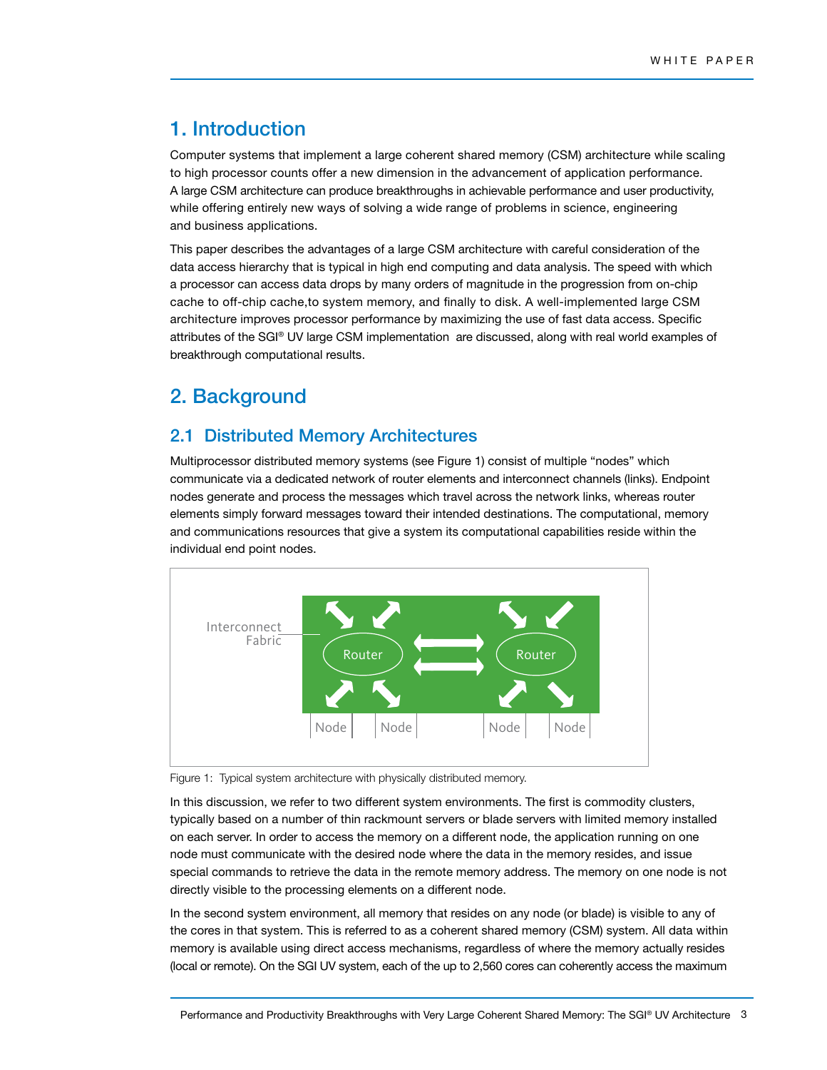# 1. Introduction

Computer systems that implement a large coherent shared memory (CSM) architecture while scaling to high processor counts offer a new dimension in the advancement of application performance. A large CSM architecture can produce breakthroughs in achievable performance and user productivity, while offering entirely new ways of solving a wide range of problems in science, engineering and business applications.

This paper describes the advantages of a large CSM architecture with careful consideration of the data access hierarchy that is typical in high end computing and data analysis. The speed with which a processor can access data drops by many orders of magnitude in the progression from on-chip cache to off-chip cache,to system memory, and finally to disk. A well-implemented large CSM architecture improves processor performance by maximizing the use of fast data access. Specific attributes of the SGI® UV large CSM implementation are discussed, along with real world examples of breakthrough computational results.

# 2. Background

## 2.1 Distributed Memory Architectures

Multiprocessor distributed memory systems (see Figure 1) consist of multiple "nodes" which communicate via a dedicated network of router elements and interconnect channels (links). Endpoint nodes generate and process the messages which travel across the network links, whereas router elements simply forward messages toward their intended destinations. The computational, memory and communications resources that give a system its computational capabilities reside within the individual end point nodes.

Interconnect Fabric

Router Router

Node Node Node Node

Figure 1: Typical system architecture with physically distributed memory.

In this discussion, we refer to two different system environments. The first is commodity clusters, typically based on a number of thin rackmount servers or blade servers with limited memory installed on each server. In order to access the memory on a different node, the application running on one node must communicate with the desired node where the data in the memory resides, and issue special commands to retrieve the data in the remote memory address. The memory on one node is not directly visible to the processing elements on a different node.

In the second system environment, all memory that resides on any node (or blade) is visible to any of the cores in that system. This is referred to as a coherent shared memory (CSM) system. All data within memory is available using direct access mechanisms, regardless of where the memory actually resides (local or remote). On the SGI UV system, each of the up to 2,560 cores can coherently access the maximum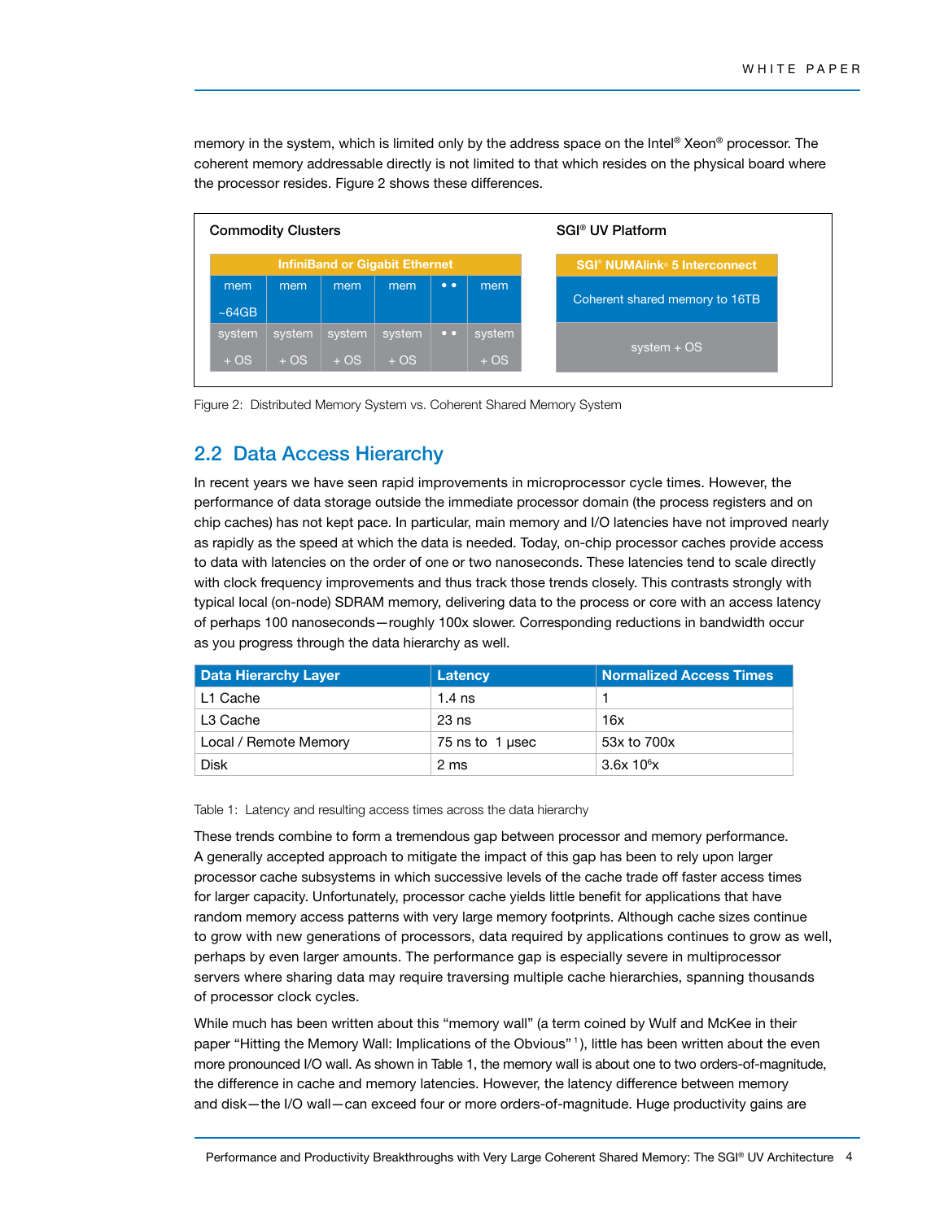memory in the system, which is limited only by the address space on the Intel® Xeon® processor. The coherent memory addressable directly is not limited to that which resides on the physical board where the processor resides. Figure 2 shows these differences.

| Commodity Clusters | | | | | |
|---|---|---|---|---|---|
| InfiniBand or Gigabit Ethernet | | | | | |
| mem ~64GB | mem | mem | mem | • • | mem |
| system + OS | system + OS | system + OS | system + OS | • • | system + OS |

| SGI® UV Platform |
|---|
| SGI® NUMAlink® 5 Interconnect |
| Coherent shared memory to 16TB |
| system + OS |

Figure 2: Distributed Memory System vs. Coherent Shared Memory System

## 2.2 Data Access Hierarchy

In recent years we have seen rapid improvements in microprocessor cycle times. However, the performance of data storage outside the immediate processor domain (the process registers and on chip caches) has not kept pace. In particular, main memory and I/O latencies have not improved nearly as rapidly as the speed at which the data is needed. Today, on-chip processor caches provide access to data with latencies on the order of one or two nanoseconds. These latencies tend to scale directly with clock frequency improvements and thus track those trends closely. This contrasts strongly with typical local (on-node) SDRAM memory, delivering data to the process or core with an access latency of perhaps 100 nanoseconds—roughly 100x slower. Corresponding reductions in bandwidth occur as you progress through the data hierarchy as well.

| Data Hierarchy Layer | Latency | Normalized Access Times |
|---|---|---|
| L1 Cache | 1.4 ns | 1 |
| L3 Cache | 23 ns | 16x |
| Local / Remote Memory | 75 ns to 1 μsec | 53x to 700x |
| Disk | 2 ms | $3.6x 10^6$x |

Table 1: Latency and resulting access times across the data hierarchy

These trends combine to form a tremendous gap between processor and memory performance. A generally accepted approach to mitigate the impact of this gap has been to rely upon larger processor cache subsystems in which successive levels of the cache trade off faster access times for larger capacity. Unfortunately, processor cache yields little benefit for applications that have random memory access patterns with very large memory footprints. Although cache sizes continue to grow with new generations of processors, data required by applications continues to grow as well, perhaps by even larger amounts. The performance gap is especially severe in multiprocessor servers where sharing data may require traversing multiple cache hierarchies, spanning thousands of processor clock cycles.

While much has been written about this "memory wall" (a term coined by Wulf and McKee in their paper "Hitting the Memory Wall: Implications of the Obvious" [1]), little has been written about the even more pronounced I/O wall. As shown in Table 1, the memory wall is about one to two orders-of-magnitude, the difference in cache and memory latencies. However, the latency difference between memory and disk—the I/O wall—can exceed four or more orders-of-magnitude. Huge productivity gains are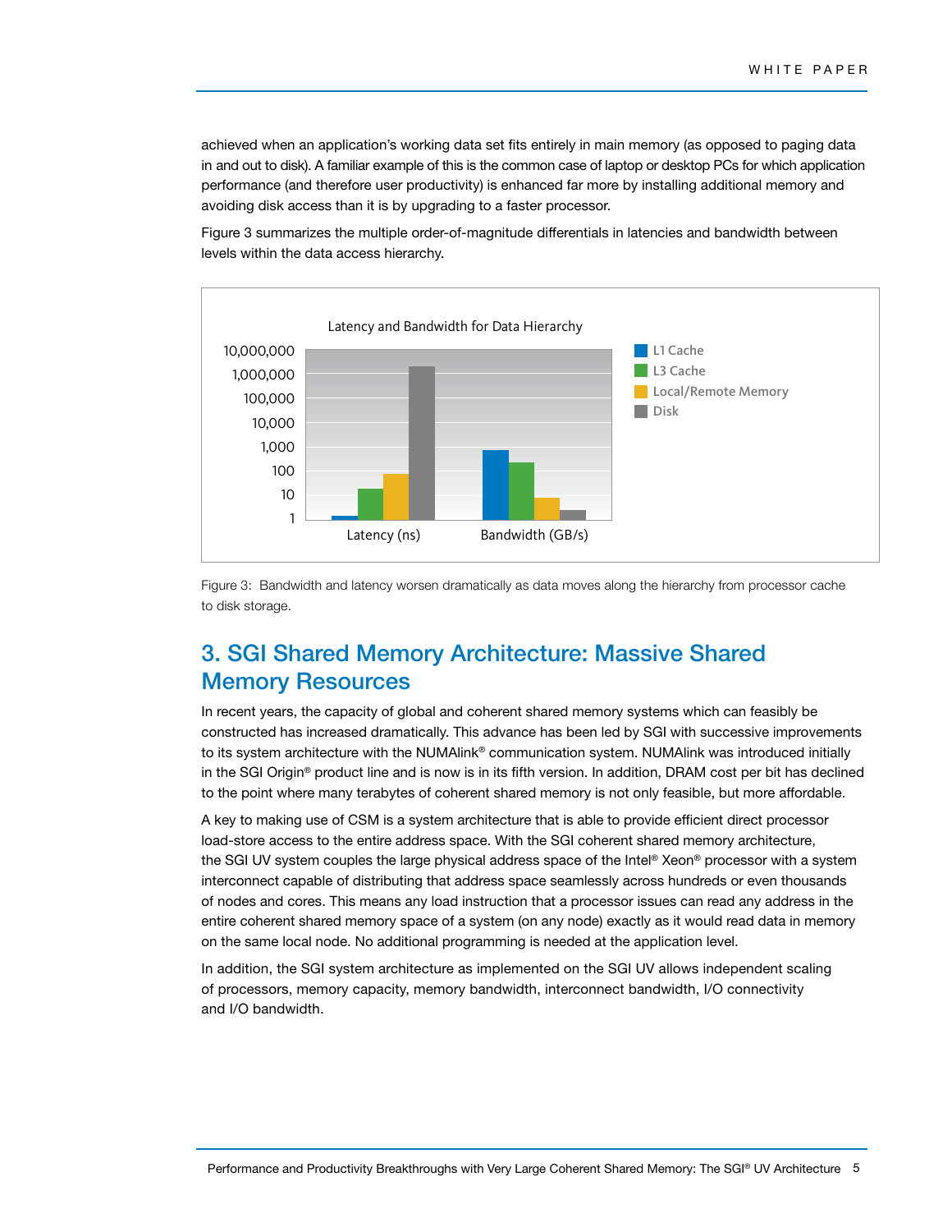achieved when an application's working data set fits entirely in main memory (as opposed to paging data in and out to disk). A familiar example of this is the common case of laptop or desktop PCs for which application performance (and therefore user productivity) is enhanced far more by installing additional memory and avoiding disk access than it is by upgrading to a faster processor.

Figure 3 summarizes the multiple order-of-magnitude differentials in latencies and bandwidth between levels within the data access hierarchy.

Figure 3: Bandwidth and latency worsen dramatically as data moves along the hierarchy from processor cache to disk storage.

## 3. SGI Shared Memory Architecture: Massive Shared Memory Resources

In recent years, the capacity of global and coherent shared memory systems which can feasibly be constructed has increased dramatically. This advance has been led by SGI with successive improvements to its system architecture with the NUMAlink® communication system. NUMAlink was introduced initially in the SGI Origin® product line and is now is in its fifth version. In addition, DRAM cost per bit has declined to the point where many terabytes of coherent shared memory is not only feasible, but more affordable.

A key to making use of CSM is a system architecture that is able to provide efficient direct processor load-store access to the entire address space. With the SGI coherent shared memory architecture, the SGI UV system couples the large physical address space of the Intel® Xeon® processor with a system interconnect capable of distributing that address space seamlessly across hundreds or even thousands of nodes and cores. This means any load instruction that a processor issues can read any address in the entire coherent shared memory space of a system (on any node) exactly as it would read data in memory on the same local node. No additional programming is needed at the application level.

In addition, the SGI system architecture as implemented on the SGI UV allows independent scaling of processors, memory capacity, memory bandwidth, interconnect bandwidth, I/O connectivity and I/O bandwidth.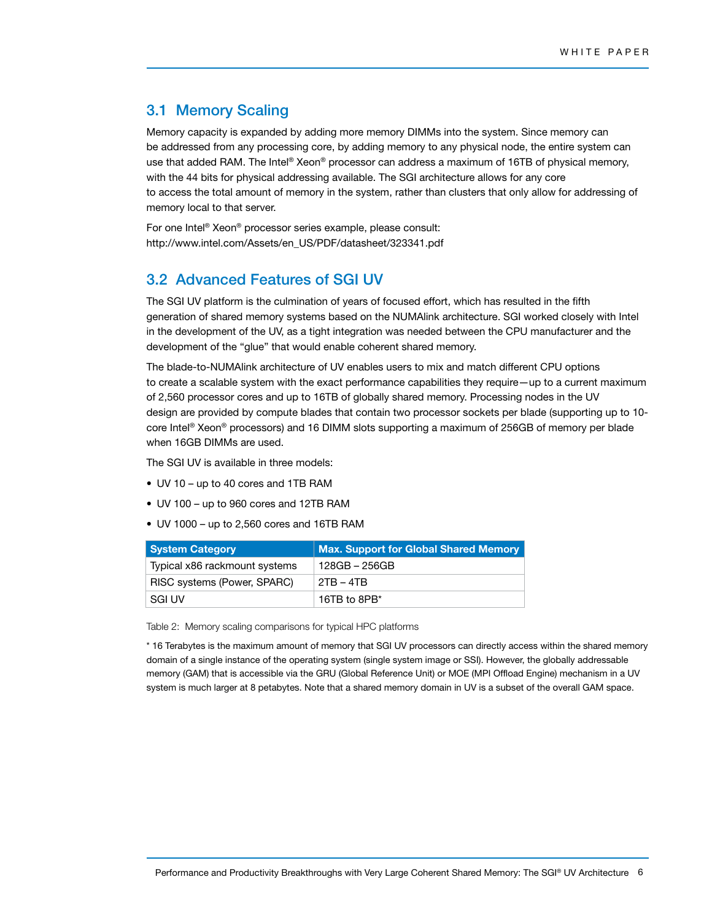## 3.1 Memory Scaling

Memory capacity is expanded by adding more memory DIMMs into the system. Since memory can be addressed from any processing core, by adding memory to any physical node, the entire system can use that added RAM. The Intel® Xeon® processor can address a maximum of 16TB of physical memory, with the 44 bits for physical addressing available. The SGI architecture allows for any core to access the total amount of memory in the system, rather than clusters that only allow for addressing of memory local to that server.

For one Intel® Xeon® processor series example, please consult:
http://www.intel.com/Assets/en_US/PDF/datasheet/323341.pdf

## 3.2 Advanced Features of SGI UV

The SGI UV platform is the culmination of years of focused effort, which has resulted in the fifth generation of shared memory systems based on the NUMAlink architecture. SGI worked closely with Intel in the development of the UV, as a tight integration was needed between the CPU manufacturer and the development of the "glue" that would enable coherent shared memory.

The blade-to-NUMAlink architecture of UV enables users to mix and match different CPU options to create a scalable system with the exact performance capabilities they require—up to a current maximum of 2,560 processor cores and up to 16TB of globally shared memory. Processing nodes in the UV design are provided by compute blades that contain two processor sockets per blade (supporting up to 10-core Intel® Xeon® processors) and 16 DIMM slots supporting a maximum of 256GB of memory per blade when 16GB DIMMs are used.

The SGI UV is available in three models:

- UV 10 – up to 40 cores and 1TB RAM
- UV 100 – up to 960 cores and 12TB RAM
- UV 1000 – up to 2,560 cores and 16TB RAM

| System Category | Max. Support for Global Shared Memory |
|---|---|
| Typical x86 rackmount systems | 128GB – 256GB |
| RISC systems (Power, SPARC) | 2TB – 4TB |
| SGI UV | 16TB to 8PB* |

Table 2: Memory scaling comparisons for typical HPC platforms

* 16 Terabytes is the maximum amount of memory that SGI UV processors can directly access within the shared memory domain of a single instance of the operating system (single system image or SSI). However, the globally addressable memory (GAM) that is accessible via the GRU (Global Reference Unit) or MOE (MPI Offload Engine) mechanism in a UV system is much larger at 8 petabytes. Note that a shared memory domain in UV is a subset of the overall GAM space.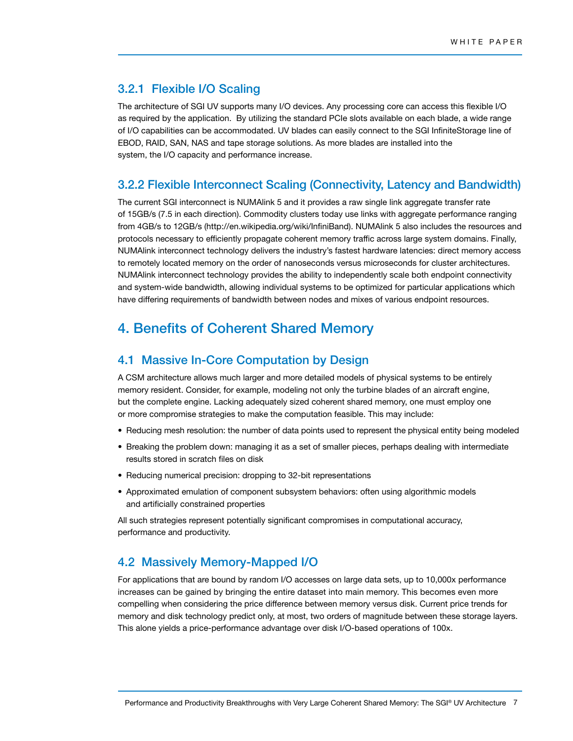### 3.2.1 Flexible I/O Scaling

The architecture of SGI UV supports many I/O devices. Any processing core can access this flexible I/O as required by the application. By utilizing the standard PCIe slots available on each blade, a wide range of I/O capabilities can be accommodated. UV blades can easily connect to the SGI InfiniteStorage line of EBOD, RAID, SAN, NAS and tape storage solutions. As more blades are installed into the system, the I/O capacity and performance increase.

### 3.2.2 Flexible Interconnect Scaling (Connectivity, Latency and Bandwidth)

The current SGI interconnect is NUMAlink 5 and it provides a raw single link aggregate transfer rate of 15GB/s (7.5 in each direction). Commodity clusters today use links with aggregate performance ranging from 4GB/s to 12GB/s (http://en.wikipedia.org/wiki/InfiniBand). NUMAlink 5 also includes the resources and protocols necessary to efficiently propagate coherent memory traffic across large system domains. Finally, NUMAlink interconnect technology delivers the industry's fastest hardware latencies: direct memory access to remotely located memory on the order of nanoseconds versus microseconds for cluster architectures. NUMAlink interconnect technology provides the ability to independently scale both endpoint connectivity and system-wide bandwidth, allowing individual systems to be optimized for particular applications which have differing requirements of bandwidth between nodes and mixes of various endpoint resources.

# 4. Benefits of Coherent Shared Memory

## 4.1 Massive In-Core Computation by Design

A CSM architecture allows much larger and more detailed models of physical systems to be entirely memory resident. Consider, for example, modeling not only the turbine blades of an aircraft engine, but the complete engine. Lacking adequately sized coherent shared memory, one must employ one or more compromise strategies to make the computation feasible. This may include:

- Reducing mesh resolution: the number of data points used to represent the physical entity being modeled
- Breaking the problem down: managing it as a set of smaller pieces, perhaps dealing with intermediate results stored in scratch files on disk
- Reducing numerical precision: dropping to 32-bit representations
- Approximated emulation of component subsystem behaviors: often using algorithmic models and artificially constrained properties

All such strategies represent potentially significant compromises in computational accuracy, performance and productivity.

## 4.2 Massively Memory-Mapped I/O

For applications that are bound by random I/O accesses on large data sets, up to 10,000x performance increases can be gained by bringing the entire dataset into main memory. This becomes even more compelling when considering the price difference between memory versus disk. Current price trends for memory and disk technology predict only, at most, two orders of magnitude between these storage layers. This alone yields a price-performance advantage over disk I/O-based operations of 100x.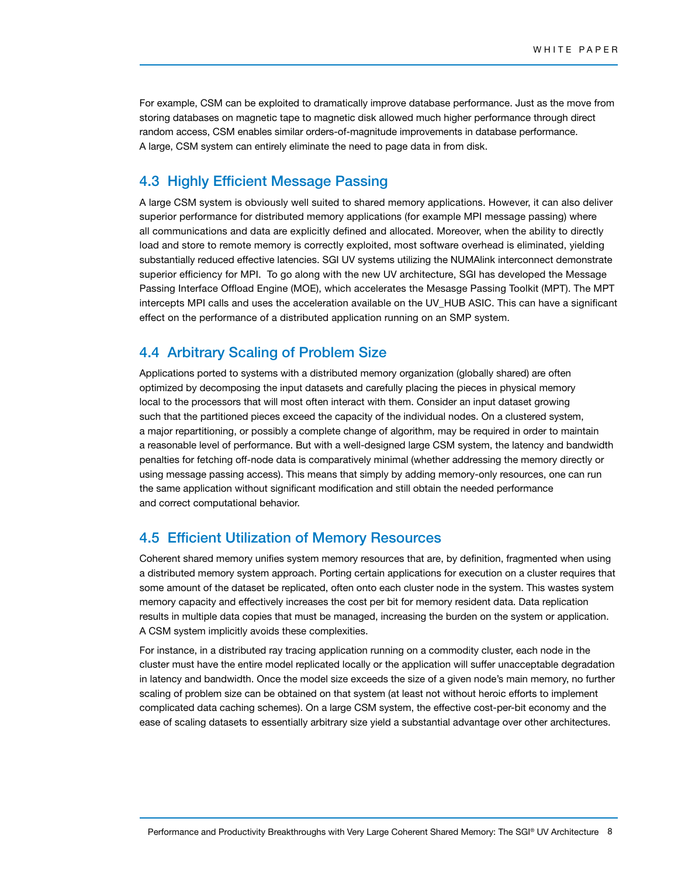For example, CSM can be exploited to dramatically improve database performance. Just as the move from storing databases on magnetic tape to magnetic disk allowed much higher performance through direct random access, CSM enables similar orders-of-magnitude improvements in database performance. A large, CSM system can entirely eliminate the need to page data in from disk.

## 4.3 Highly Efficient Message Passing

A large CSM system is obviously well suited to shared memory applications. However, it can also deliver superior performance for distributed memory applications (for example MPI message passing) where all communications and data are explicitly defined and allocated. Moreover, when the ability to directly load and store to remote memory is correctly exploited, most software overhead is eliminated, yielding substantially reduced effective latencies. SGI UV systems utilizing the NUMAlink interconnect demonstrate superior efficiency for MPI. To go along with the new UV architecture, SGI has developed the Message Passing Interface Offload Engine (MOE), which accelerates the Mesasge Passing Toolkit (MPT). The MPT intercepts MPI calls and uses the acceleration available on the UV_HUB ASIC. This can have a significant effect on the performance of a distributed application running on an SMP system.

## 4.4 Arbitrary Scaling of Problem Size

Applications ported to systems with a distributed memory organization (globally shared) are often optimized by decomposing the input datasets and carefully placing the pieces in physical memory local to the processors that will most often interact with them. Consider an input dataset growing such that the partitioned pieces exceed the capacity of the individual nodes. On a clustered system, a major repartitioning, or possibly a complete change of algorithm, may be required in order to maintain a reasonable level of performance. But with a well-designed large CSM system, the latency and bandwidth penalties for fetching off-node data is comparatively minimal (whether addressing the memory directly or using message passing access). This means that simply by adding memory-only resources, one can run the same application without significant modification and still obtain the needed performance and correct computational behavior.

## 4.5 Efficient Utilization of Memory Resources

Coherent shared memory unifies system memory resources that are, by definition, fragmented when using a distributed memory system approach. Porting certain applications for execution on a cluster requires that some amount of the dataset be replicated, often onto each cluster node in the system. This wastes system memory capacity and effectively increases the cost per bit for memory resident data. Data replication results in multiple data copies that must be managed, increasing the burden on the system or application. A CSM system implicitly avoids these complexities.

For instance, in a distributed ray tracing application running on a commodity cluster, each node in the cluster must have the entire model replicated locally or the application will suffer unacceptable degradation in latency and bandwidth. Once the model size exceeds the size of a given node's main memory, no further scaling of problem size can be obtained on that system (at least not without heroic efforts to implement complicated data caching schemes). On a large CSM system, the effective cost-per-bit economy and the ease of scaling datasets to essentially arbitrary size yield a substantial advantage over other architectures.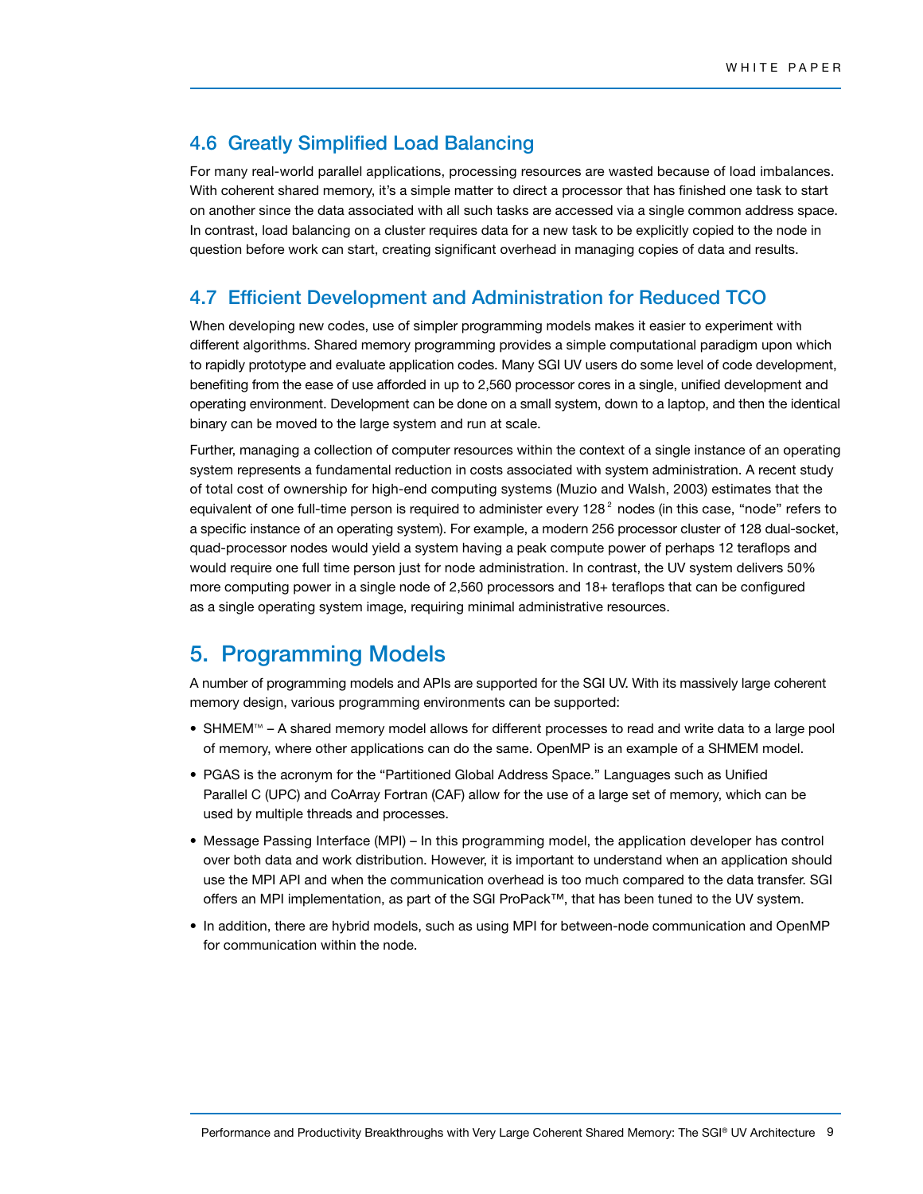## 4.6 Greatly Simplified Load Balancing

For many real-world parallel applications, processing resources are wasted because of load imbalances. With coherent shared memory, it's a simple matter to direct a processor that has finished one task to start on another since the data associated with all such tasks are accessed via a single common address space. In contrast, load balancing on a cluster requires data for a new task to be explicitly copied to the node in question before work can start, creating significant overhead in managing copies of data and results.

## 4.7 Efficient Development and Administration for Reduced TCO

When developing new codes, use of simpler programming models makes it easier to experiment with different algorithms. Shared memory programming provides a simple computational paradigm upon which to rapidly prototype and evaluate application codes. Many SGI UV users do some level of code development, benefiting from the ease of use afforded in up to 2,560 processor cores in a single, unified development and operating environment. Development can be done on a small system, down to a laptop, and then the identical binary can be moved to the large system and run at scale.

Further, managing a collection of computer resources within the context of a single instance of an operating system represents a fundamental reduction in costs associated with system administration. A recent study of total cost of ownership for high-end computing systems (Muzio and Walsh, 2003) estimates that the equivalent of one full-time person is required to administer every 128[2] nodes (in this case, "node" refers to a specific instance of an operating system). For example, a modern 256 processor cluster of 128 dual-socket, quad-processor nodes would yield a system having a peak compute power of perhaps 12 teraflops and would require one full time person just for node administration. In contrast, the UV system delivers 50% more computing power in a single node of 2,560 processors and 18+ teraflops that can be configured as a single operating system image, requiring minimal administrative resources.

# 5. Programming Models

A number of programming models and APIs are supported for the SGI UV. With its massively large coherent memory design, various programming environments can be supported:

- SHMEM™ – A shared memory model allows for different processes to read and write data to a large pool of memory, where other applications can do the same. OpenMP is an example of a SHMEM model.
- PGAS is the acronym for the "Partitioned Global Address Space." Languages such as Unified Parallel C (UPC) and CoArray Fortran (CAF) allow for the use of a large set of memory, which can be used by multiple threads and processes.
- Message Passing Interface (MPI) – In this programming model, the application developer has control over both data and work distribution. However, it is important to understand when an application should use the MPI API and when the communication overhead is too much compared to the data transfer. SGI offers an MPI implementation, as part of the SGI ProPack™, that has been tuned to the UV system.
- In addition, there are hybrid models, such as using MPI for between-node communication and OpenMP for communication within the node.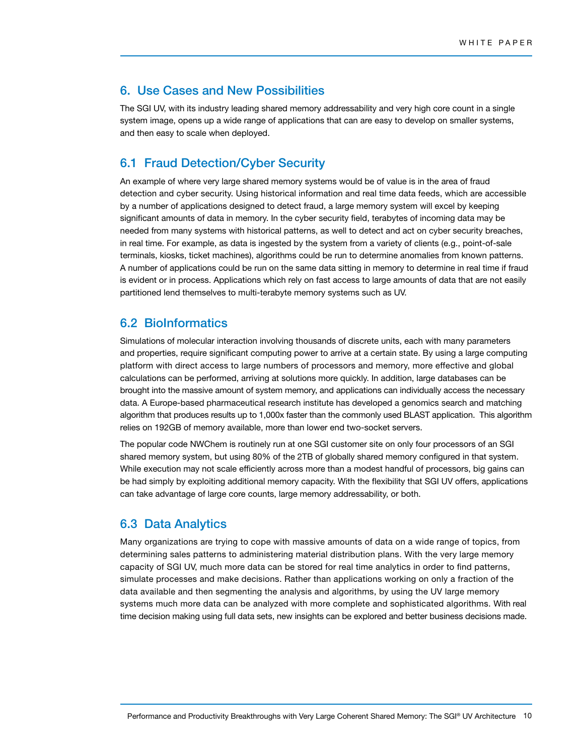## 6. Use Cases and New Possibilities

The SGI UV, with its industry leading shared memory addressability and very high core count in a single system image, opens up a wide range of applications that can are easy to develop on smaller systems, and then easy to scale when deployed.

### 6.1 Fraud Detection/Cyber Security

An example of where very large shared memory systems would be of value is in the area of fraud detection and cyber security. Using historical information and real time data feeds, which are accessible by a number of applications designed to detect fraud, a large memory system will excel by keeping significant amounts of data in memory. In the cyber security field, terabytes of incoming data may be needed from many systems with historical patterns, as well to detect and act on cyber security breaches, in real time. For example, as data is ingested by the system from a variety of clients (e.g., point-of-sale terminals, kiosks, ticket machines), algorithms could be run to determine anomalies from known patterns. A number of applications could be run on the same data sitting in memory to determine in real time if fraud is evident or in process. Applications which rely on fast access to large amounts of data that are not easily partitioned lend themselves to multi-terabyte memory systems such as UV.

### 6.2 BioInformatics

Simulations of molecular interaction involving thousands of discrete units, each with many parameters and properties, require significant computing power to arrive at a certain state. By using a large computing platform with direct access to large numbers of processors and memory, more effective and global calculations can be performed, arriving at solutions more quickly. In addition, large databases can be brought into the massive amount of system memory, and applications can individually access the necessary data. A Europe-based pharmaceutical research institute has developed a genomics search and matching algorithm that produces results up to 1,000x faster than the commonly used BLAST application. This algorithm relies on 192GB of memory available, more than lower end two-socket servers.

The popular code NWChem is routinely run at one SGI customer site on only four processors of an SGI shared memory system, but using 80% of the 2TB of globally shared memory configured in that system. While execution may not scale efficiently across more than a modest handful of processors, big gains can be had simply by exploiting additional memory capacity. With the flexibility that SGI UV offers, applications can take advantage of large core counts, large memory addressability, or both.

### 6.3 Data Analytics

Many organizations are trying to cope with massive amounts of data on a wide range of topics, from determining sales patterns to administering material distribution plans. With the very large memory capacity of SGI UV, much more data can be stored for real time analytics in order to find patterns, simulate processes and make decisions. Rather than applications working on only a fraction of the data available and then segmenting the analysis and algorithms, by using the UV large memory systems much more data can be analyzed with more complete and sophisticated algorithms. With real time decision making using full data sets, new insights can be explored and better business decisions made.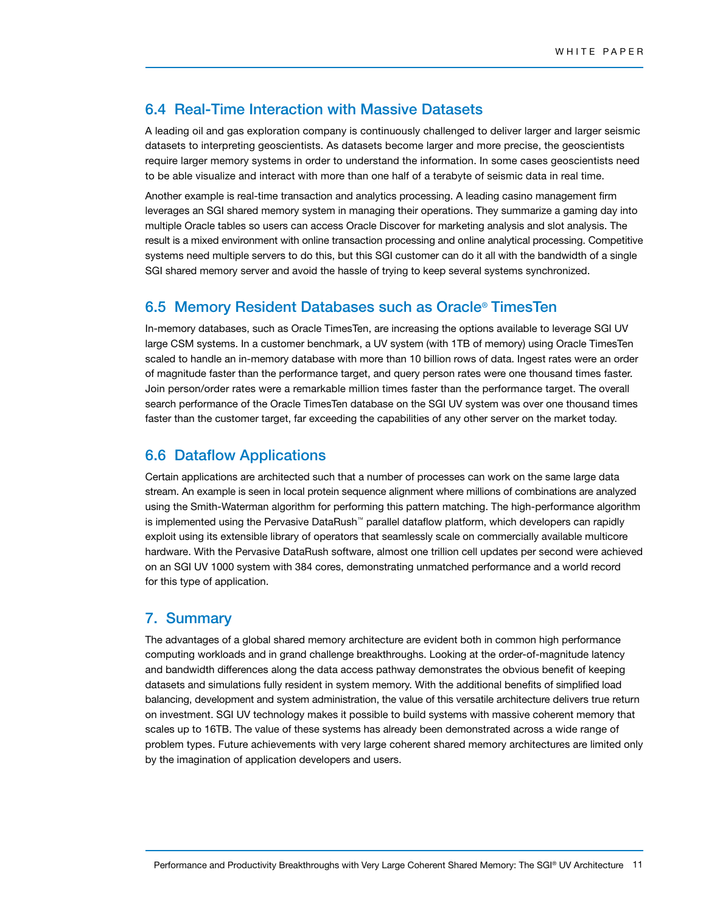## 6.4 Real-Time Interaction with Massive Datasets

A leading oil and gas exploration company is continuously challenged to deliver larger and larger seismic datasets to interpreting geoscientists. As datasets become larger and more precise, the geoscientists require larger memory systems in order to understand the information. In some cases geoscientists need to be able visualize and interact with more than one half of a terabyte of seismic data in real time.

Another example is real-time transaction and analytics processing. A leading casino management firm leverages an SGI shared memory system in managing their operations. They summarize a gaming day into multiple Oracle tables so users can access Oracle Discover for marketing analysis and slot analysis. The result is a mixed environment with online transaction processing and online analytical processing. Competitive systems need multiple servers to do this, but this SGI customer can do it all with the bandwidth of a single SGI shared memory server and avoid the hassle of trying to keep several systems synchronized.

## 6.5 Memory Resident Databases such as Oracle® TimesTen

In-memory databases, such as Oracle TimesTen, are increasing the options available to leverage SGI UV large CSM systems. In a customer benchmark, a UV system (with 1TB of memory) using Oracle TimesTen scaled to handle an in-memory database with more than 10 billion rows of data. Ingest rates were an order of magnitude faster than the performance target, and query person rates were one thousand times faster. Join person/order rates were a remarkable million times faster than the performance target. The overall search performance of the Oracle TimesTen database on the SGI UV system was over one thousand times faster than the customer target, far exceeding the capabilities of any other server on the market today.

## 6.6 Dataflow Applications

Certain applications are architected such that a number of processes can work on the same large data stream. An example is seen in local protein sequence alignment where millions of combinations are analyzed using the Smith-Waterman algorithm for performing this pattern matching. The high-performance algorithm is implemented using the Pervasive DataRush™ parallel dataflow platform, which developers can rapidly exploit using its extensible library of operators that seamlessly scale on commercially available multicore hardware. With the Pervasive DataRush software, almost one trillion cell updates per second were achieved on an SGI UV 1000 system with 384 cores, demonstrating unmatched performance and a world record for this type of application.

## 7. Summary

The advantages of a global shared memory architecture are evident both in common high performance computing workloads and in grand challenge breakthroughs. Looking at the order-of-magnitude latency and bandwidth differences along the data access pathway demonstrates the obvious benefit of keeping datasets and simulations fully resident in system memory. With the additional benefits of simplified load balancing, development and system administration, the value of this versatile architecture delivers true return on investment. SGI UV technology makes it possible to build systems with massive coherent memory that scales up to 16TB. The value of these systems has already been demonstrated across a wide range of problem types. Future achievements with very large coherent shared memory architectures are limited only by the imagination of application developers and users.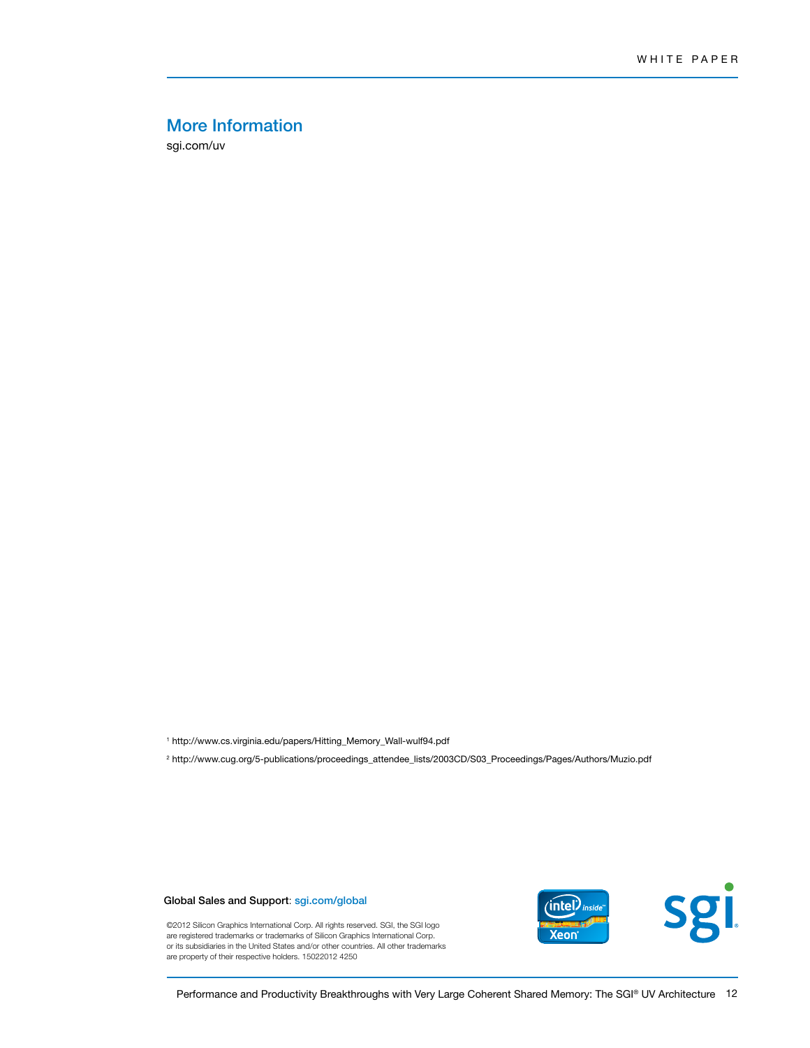## More Information

sgi.com/uv

[1] http://www.cs.virginia.edu/papers/Hitting_Memory_Wall-wulf94.pdf

[2] http://www.cug.org/5-publications/proceedings_attendee_lists/2003CD/S03_Proceedings/Pages/Authors/Muzio.pdf

**Global Sales and Support**: sgi.com/global

©2012 Silicon Graphics International Corp. All rights reserved. SGI, the SGI logo are registered trademarks or trademarks of Silicon Graphics International Corp. or its subsidiaries in the United States and/or other countries. All other trademarks are property of their respective holders. 15022012 4250